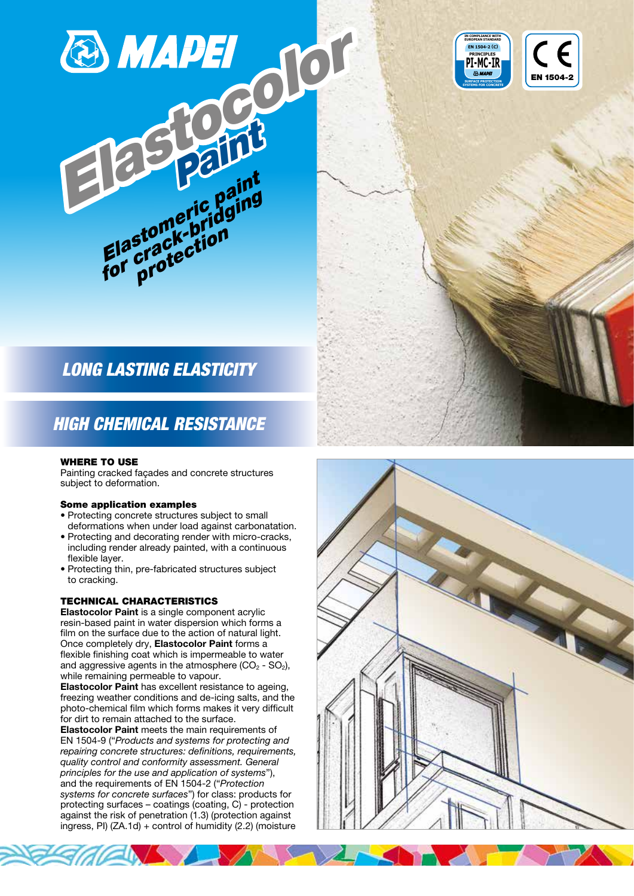# Elastocolor Paint

## Elastomeric paint for crack-bridging protection

LONG LASTING ELASTICITY

HIGH CHEMICAL RESISTANCE

IN COMPLIANCE WITH EUROPEAN STANDARD
EN 1504-2 (C)
PRINCIPLES
PI-MC-IR
SURFACE PROTECTION SYSTEMS FOR CONCRETE

CE
EN 1504-2

### WHERE TO USE

Painting cracked façades and concrete structures subject to deformation.

**Some application examples**

- Protecting concrete structures subject to small deformations when under load against carbonatation.
- Protecting and decorating render with micro-cracks, including render already painted, with a continuous flexible layer.
- Protecting thin, pre-fabricated structures subject to cracking.

### TECHNICAL CHARACTERISTICS

**Elastocolor Paint** is a single component acrylic resin-based paint in water dispersion which forms a film on the surface due to the action of natural light. Once completely dry, **Elastocolor Paint** forms a flexible finishing coat which is impermeable to water and aggressive agents in the atmosphere ($CO_2$ - $SO_2$), while remaining permeable to vapour.

**Elastocolor Paint** has excellent resistance to ageing, freezing weather conditions and de-icing salts, and the photo-chemical film which forms makes it very difficult for dirt to remain attached to the surface.

**Elastocolor Paint** meets the main requirements of EN 1504-9 ("*Products and systems for protecting and repairing concrete structures: definitions, requirements, quality control and conformity assessment. General principles for the use and application of systems*"), and the requirements of EN 1504-2 ("*Protection systems for concrete surfaces*") for class: products for protecting surfaces – coatings (coating, C) - protection against the risk of penetration (1.3) (protection against ingress, PI) (ZA.1d) + control of humidity (2.2) (moisture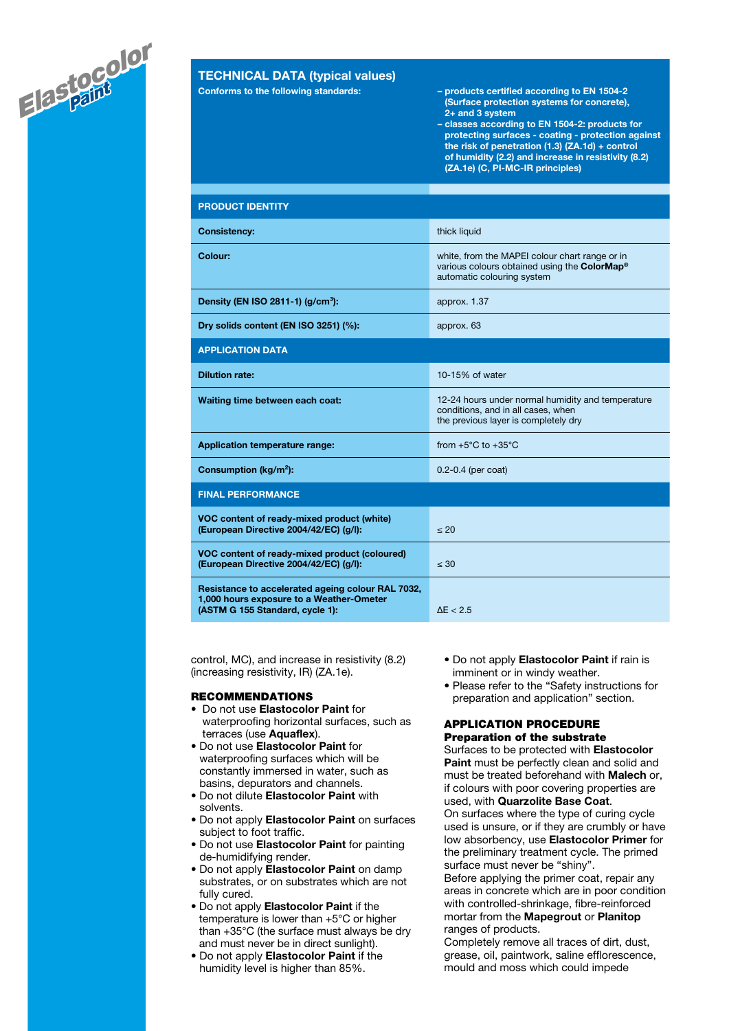## TECHNICAL DATA (typical values)

| Conforms to the following standards: | – products certified according to EN 1504-2 (Surface protection systems for concrete), 2+ and 3 system<br>– classes according to EN 1504-2: products for protecting surfaces - coating - protection against the risk of penetration (1.3) (ZA.1d) + control of humidity (2.2) and increase in resistivity (8.2) (ZA.1e) (C, PI-MC-IR principles) |
|---|---|
| **PRODUCT IDENTITY** | |
| **Consistency:** | thick liquid |
| **Colour:** | white, from the MAPEI colour chart range or in various colours obtained using the **ColorMap®** automatic colouring system |
| **Density (EN ISO 2811-1) (g/cm³):** | approx. 1.37 |
| **Dry solids content (EN ISO 3251) (%):** | approx. 63 |
| **APPLICATION DATA** | |
| **Dilution rate:** | 10-15% of water |
| **Waiting time between each coat:** | 12-24 hours under normal humidity and temperature conditions, and in all cases, when the previous layer is completely dry |
| **Application temperature range:** | from +5°C to +35°C |
| **Consumption (kg/m²):** | 0.2-0.4 (per coat) |
| **FINAL PERFORMANCE** | |
| **VOC content of ready-mixed product (white) (European Directive 2004/42/EC) (g/l):** | ≤ 20 |
| **VOC content of ready-mixed product (coloured) (European Directive 2004/42/EC) (g/l):** | ≤ 30 |
| **Resistance to accelerated ageing colour RAL 7032, 1,000 hours exposure to a Weather-Ometer (ASTM G 155 Standard, cycle 1):** | ΔE < 2.5 |

control, MC), and increase in resistivity (8.2) (increasing resistivity, IR) (ZA.1e).

### RECOMMENDATIONS

- Do not use **Elastocolor Paint** for waterproofing horizontal surfaces, such as terraces (use **Aquaflex**).
- Do not use **Elastocolor Paint** for waterproofing surfaces which will be constantly immersed in water, such as basins, depurators and channels.
- Do not dilute **Elastocolor Paint** with solvents.
- Do not apply **Elastocolor Paint** on surfaces subject to foot traffic.
- Do not use **Elastocolor Paint** for painting de-humidifying render.
- Do not apply **Elastocolor Paint** on damp substrates, or on substrates which are not fully cured.
- Do not apply **Elastocolor Paint** if the temperature is lower than +5°C or higher than +35°C (the surface must always be dry and must never be in direct sunlight).
- Do not apply **Elastocolor Paint** if the humidity level is higher than 85%.
- Do not apply **Elastocolor Paint** if rain is imminent or in windy weather.
- Please refer to the "Safety instructions for preparation and application" section.

### APPLICATION PROCEDURE

#### Preparation of the substrate

Surfaces to be protected with **Elastocolor Paint** must be perfectly clean and solid and must be treated beforehand with **Malech** or, if colours with poor covering properties are used, with **Quarzolite Base Coat**.
On surfaces where the type of curing cycle used is unsure, or if they are crumbly or have low absorbency, use **Elastocolor Primer** for the preliminary treatment cycle. The primed surface must never be "shiny".
Before applying the primer coat, repair any areas in concrete which are in poor condition with controlled-shrinkage, fibre-reinforced mortar from the **Mapegrout** or **Planitop** ranges of products.
Completely remove all traces of dirt, dust, grease, oil, paintwork, saline efflorescence, mould and moss which could impede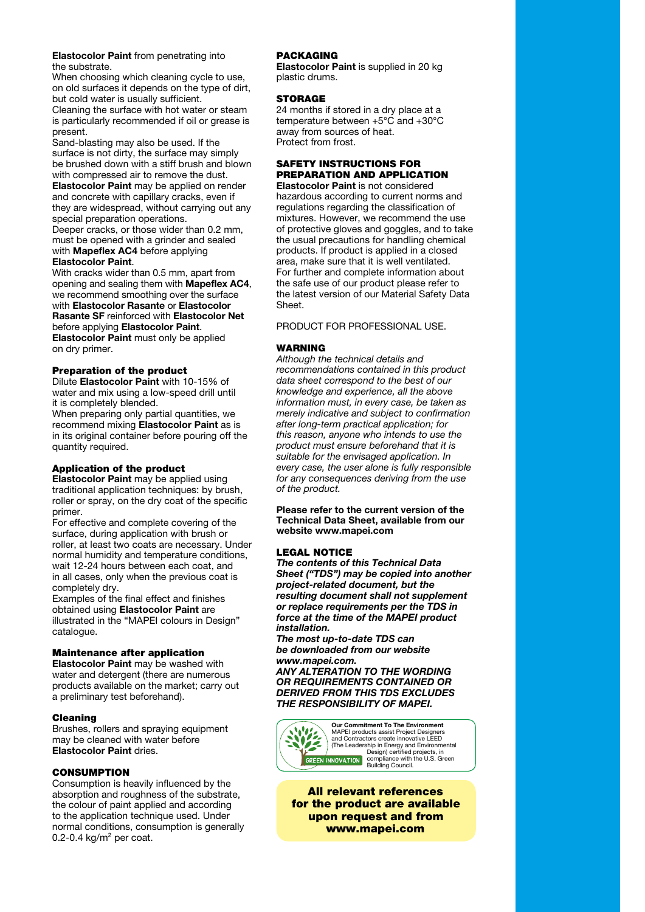**Elastocolor Paint** from penetrating into the substrate.

When choosing which cleaning cycle to use, on old surfaces it depends on the type of dirt, but cold water is usually sufficient.

Cleaning the surface with hot water or steam is particularly recommended if oil or grease is present.

Sand-blasting may also be used. If the surface is not dirty, the surface may simply be brushed down with a stiff brush and blown with compressed air to remove the dust.

**Elastocolor Paint** may be applied on render and concrete with capillary cracks, even if they are widespread, without carrying out any special preparation operations.

Deeper cracks, or those wider than 0.2 mm, must be opened with a grinder and sealed with **Mapeflex AC4** before applying **Elastocolor Paint**.

With cracks wider than 0.5 mm, apart from opening and sealing them with **Mapeflex AC4**, we recommend smoothing over the surface with **Elastocolor Rasante** or **Elastocolor Rasante SF** reinforced with **Elastocolor Net** before applying **Elastocolor Paint**.

**Elastocolor Paint** must only be applied on dry primer.

### Preparation of the product

Dilute **Elastocolor Paint** with 10-15% of water and mix using a low-speed drill until it is completely blended.

When preparing only partial quantities, we recommend mixing **Elastocolor Paint** as is in its original container before pouring off the quantity required.

### Application of the product

**Elastocolor Paint** may be applied using traditional application techniques: by brush, roller or spray, on the dry coat of the specific primer.

For effective and complete covering of the surface, during application with brush or roller, at least two coats are necessary. Under normal humidity and temperature conditions, wait 12-24 hours between each coat, and in all cases, only when the previous coat is completely dry.

Examples of the final effect and finishes obtained using **Elastocolor Paint** are illustrated in the "MAPEI colours in Design" catalogue.

### Maintenance after application

**Elastocolor Paint** may be washed with water and detergent (there are numerous products available on the market; carry out a preliminary test beforehand).

### Cleaning

Brushes, rollers and spraying equipment may be cleaned with water before **Elastocolor Paint** dries.

## CONSUMPTION

Consumption is heavily influenced by the absorption and roughness of the substrate, the colour of paint applied and according to the application technique used. Under normal conditions, consumption is generally 0.2-0.4 kg/m$^2$ per coat.

## PACKAGING

**Elastocolor Paint** is supplied in 20 kg plastic drums.

## STORAGE

24 months if stored in a dry place at a temperature between +5°C and +30°C away from sources of heat.

Protect from frost.

## SAFETY INSTRUCTIONS FOR PREPARATION AND APPLICATION

**Elastocolor Paint** is not considered hazardous according to current norms and regulations regarding the classification of mixtures. However, we recommend the use of protective gloves and goggles, and to take the usual precautions for handling chemical products. If product is applied in a closed area, make sure that it is well ventilated.

For further and complete information about the safe use of our product please refer to the latest version of our Material Safety Data Sheet.

PRODUCT FOR PROFESSIONAL USE.

## WARNING

*Although the technical details and recommendations contained in this product data sheet correspond to the best of our knowledge and experience, all the above information must, in every case, be taken as merely indicative and subject to confirmation after long-term practical application; for this reason, anyone who intends to use the product must ensure beforehand that it is suitable for the envisaged application. In every case, the user alone is fully responsible for any consequences deriving from the use of the product.*

**Please refer to the current version of the Technical Data Sheet, available from our website www.mapei.com**

## LEGAL NOTICE

***The contents of this Technical Data Sheet ("TDS") may be copied into another project-related document, but the resulting document shall not supplement or replace requirements per the TDS in force at the time of the MAPEI product installation.***

***The most up-to-date TDS can be downloaded from our website www.mapei.com.***

***ANY ALTERATION TO THE WORDING OR REQUIREMENTS CONTAINED OR DERIVED FROM THIS TDS EXCLUDES THE RESPONSIBILITY OF MAPEI.***

GREEN INNOVATION

**Our Commitment To The Environment**
MAPEI products assist Project Designers and Contractors create innovative LEED (The Leadership in Energy and Environmental Design) certified projects, in compliance with the U.S. Green Building Council.

**All relevant references for the product are available upon request and from www.mapei.com**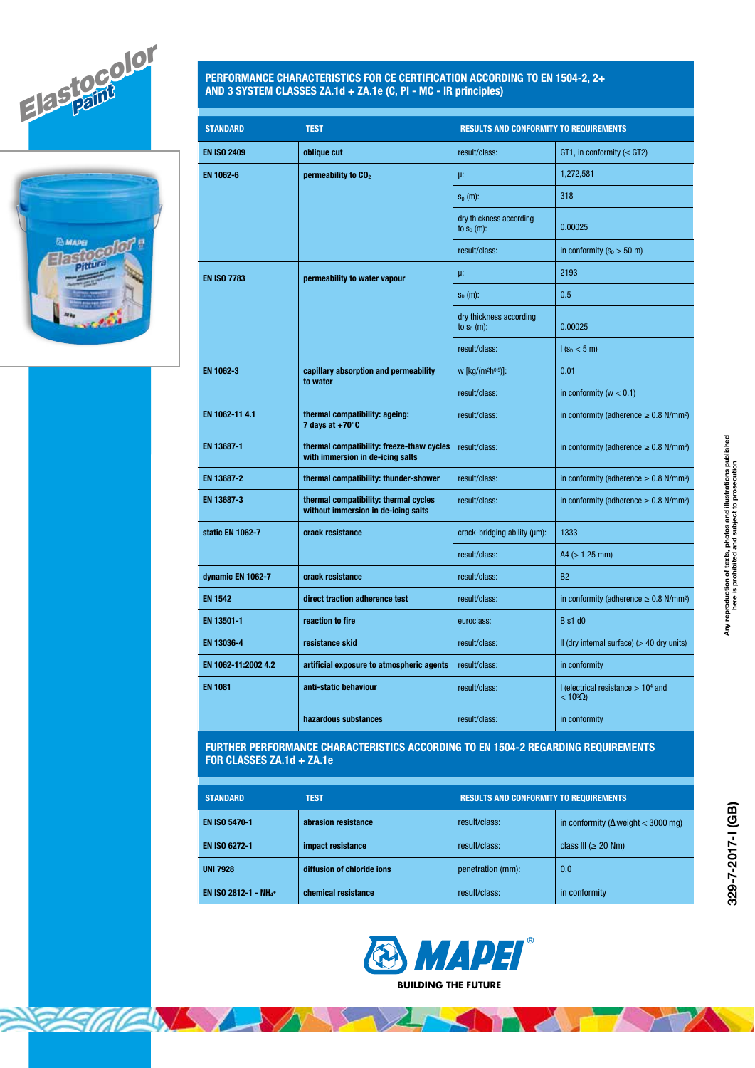## PERFORMANCE CHARACTERISTICS FOR CE CERTIFICATION ACCORDING TO EN 1504-2, 2+ AND 3 SYSTEM CLASSES ZA.1d + ZA.1e (C, PI - MC - IR principles)

| STANDARD | TEST | RESULTS AND CONFORMITY TO REQUIREMENTS | |
|---|---|---|---|
| EN ISO 2409 | oblique cut | result/class: | GT1, in conformity (≤ GT2) |
| EN 1062-6 | permeability to $CO_2$ | μ: | 1,272,581 |
| | | $s_D$ (m): | 318 |
| | | dry thickness according to $s_D$ (m): | 0.00025 |
| | | result/class: | in conformity ($s_D$ > 50 m) |
| EN ISO 7783 | permeability to water vapour | μ: | 2193 |
| | | $s_D$ (m): | 0.5 |
| | | dry thickness according to $s_D$ (m): | 0.00025 |
| | | result/class: | I ($s_D$ < 5 m) |
| EN 1062-3 | capillary absorption and permeability to water | w [kg/(m²h^0.5)]: | 0.01 |
| | | result/class: | in conformity (w < 0.1) |
| EN 1062-11 4.1 | thermal compatibility: ageing: 7 days at +70°C | result/class: | in conformity (adherence ≥ 0.8 N/mm²) |
| EN 13687-1 | thermal compatibility: freeze-thaw cycles with immersion in de-icing salts | result/class: | in conformity (adherence ≥ 0.8 N/mm²) |
| EN 13687-2 | thermal compatibility: thunder-shower | result/class: | in conformity (adherence ≥ 0.8 N/mm²) |
| EN 13687-3 | thermal compatibility: thermal cycles without immersion in de-icing salts | result/class: | in conformity (adherence ≥ 0.8 N/mm²) |
| static EN 1062-7 | crack resistance | crack-bridging ability (μm): | 1333 |
| | | result/class: | A4 (> 1.25 mm) |
| dynamic EN 1062-7 | crack resistance | result/class: | B2 |
| EN 1542 | direct traction adherence test | result/class: | in conformity (adherence ≥ 0.8 N/mm²) |
| EN 13501-1 | reaction to fire | euroclass: | B s1 d0 |
| EN 13036-4 | resistance skid | result/class: | II (dry internal surface) (> 40 dry units) |
| EN 1062-11:2002 4.2 | artificial exposure to atmospheric agents | result/class: | in conformity |
| EN 1081 | anti-static behaviour | result/class: | I (electrical resistance > $10^4$ and < $10^6$Ω) |
| | hazardous substances | result/class: | in conformity |

## FURTHER PERFORMANCE CHARACTERISTICS ACCORDING TO EN 1504-2 REGARDING REQUIREMENTS FOR CLASSES ZA.1d + ZA.1e

| STANDARD | TEST | RESULTS AND CONFORMITY TO REQUIREMENTS | |
|---|---|---|---|
| EN ISO 5470-1 | abrasion resistance | result/class: | in conformity (Δ weight < 3000 mg) |
| EN ISO 6272-1 | impact resistance | result/class: | class III (≥ 20 Nm) |
| UNI 7928 | diffusion of chloride ions | penetration (mm): | 0.0 |
| EN ISO 2812-1 - $NH_4^+$ | chemical resistance | result/class: | in conformity |

Any reproduction of texts, photos and illustrations published here is prohibited and subject to prosecution

329-7-2017-I (GB)

MAPEI®
BUILDING THE FUTURE